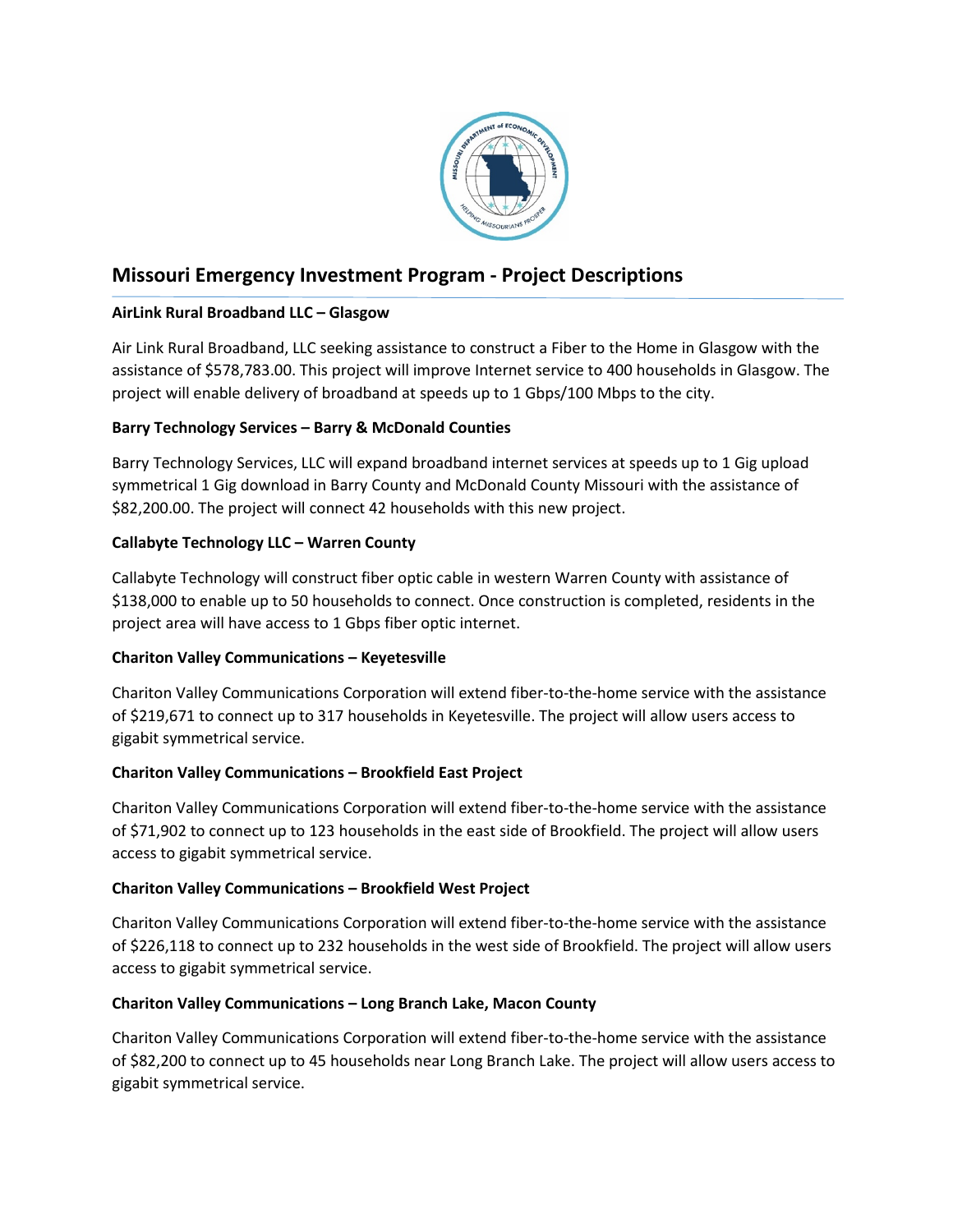# Missouri Emergency Investment Program - Project Descriptions

**AirLink Rural Broadband LLC – Glasgow**

Air Link Rural Broadband, LLC seeking assistance to construct a Fiber to the Home in Glasgow with the assistance of $578,783.00. This project will improve Internet service to 400 households in Glasgow. The project will enable delivery of broadband at speeds up to 1 Gbps/100 Mbps to the city.

**Barry Technology Services – Barry & McDonald Counties**

Barry Technology Services, LLC will expand broadband internet services at speeds up to 1 Gig upload symmetrical 1 Gig download in Barry County and McDonald County Missouri with the assistance of $82,200.00. The project will connect 42 households with this new project.

**Callabyte Technology LLC – Warren County**

Callabyte Technology will construct fiber optic cable in western Warren County with assistance of $138,000 to enable up to 50 households to connect. Once construction is completed, residents in the project area will have access to 1 Gbps fiber optic internet.

**Chariton Valley Communications – Keyetesville**

Chariton Valley Communications Corporation will extend fiber-to-the-home service with the assistance of $219,671 to connect up to 317 households in Keyetesville. The project will allow users access to gigabit symmetrical service.

**Chariton Valley Communications – Brookfield East Project**

Chariton Valley Communications Corporation will extend fiber-to-the-home service with the assistance of $71,902 to connect up to 123 households in the east side of Brookfield. The project will allow users access to gigabit symmetrical service.

**Chariton Valley Communications – Brookfield West Project**

Chariton Valley Communications Corporation will extend fiber-to-the-home service with the assistance of $226,118 to connect up to 232 households in the west side of Brookfield. The project will allow users access to gigabit symmetrical service.

**Chariton Valley Communications – Long Branch Lake, Macon County**

Chariton Valley Communications Corporation will extend fiber-to-the-home service with the assistance of $82,200 to connect up to 45 households near Long Branch Lake. The project will allow users access to gigabit symmetrical service.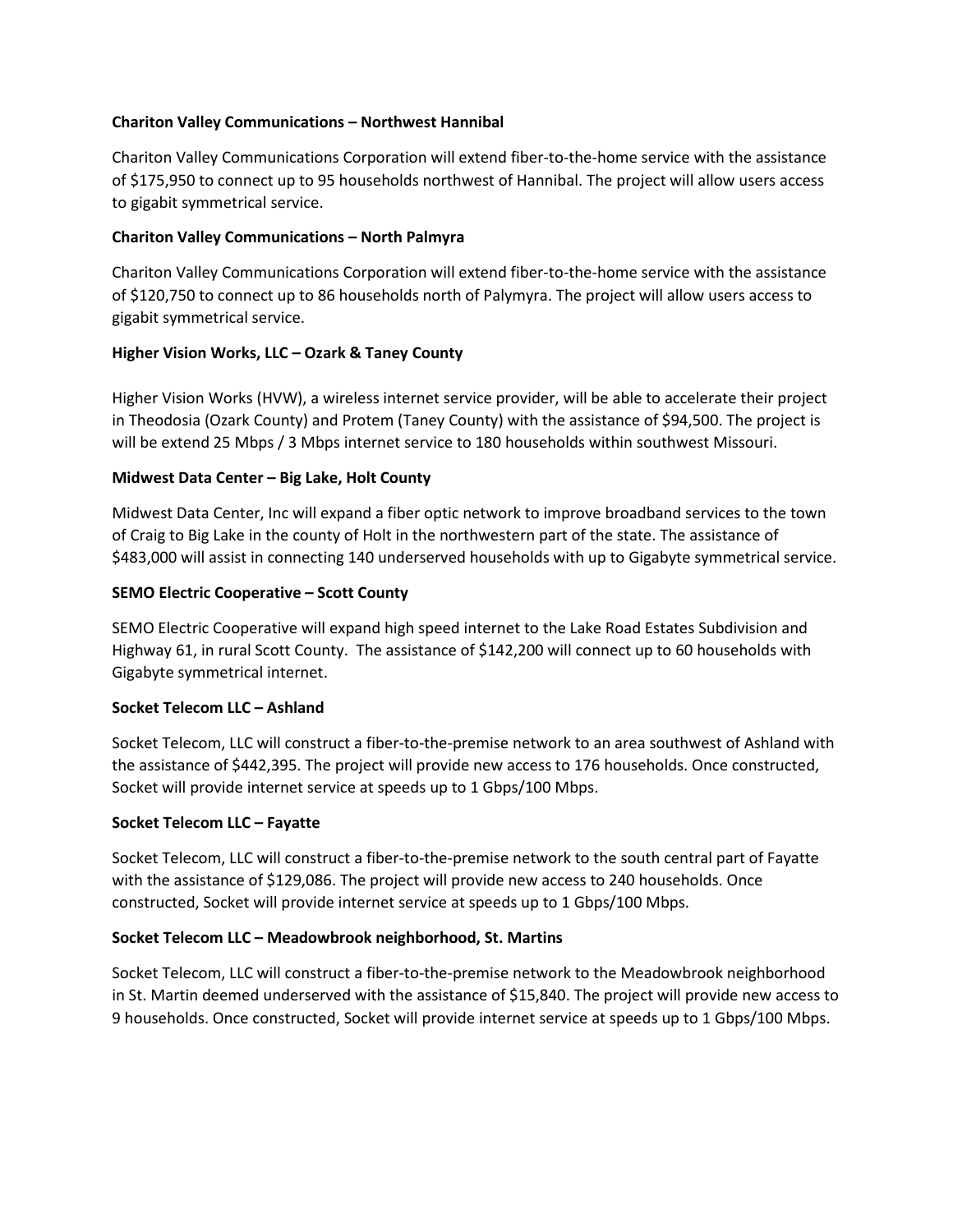**Chariton Valley Communications – Northwest Hannibal**

Chariton Valley Communications Corporation will extend fiber-to-the-home service with the assistance of $175,950 to connect up to 95 households northwest of Hannibal. The project will allow users access to gigabit symmetrical service.

**Chariton Valley Communications – North Palmyra**

Chariton Valley Communications Corporation will extend fiber-to-the-home service with the assistance of $120,750 to connect up to 86 households north of Palymyra. The project will allow users access to gigabit symmetrical service.

**Higher Vision Works, LLC – Ozark & Taney County**

Higher Vision Works (HVW), a wireless internet service provider, will be able to accelerate their project in Theodosia (Ozark County) and Protem (Taney County) with the assistance of $94,500. The project is will be extend 25 Mbps / 3 Mbps internet service to 180 households within southwest Missouri.

**Midwest Data Center – Big Lake, Holt County**

Midwest Data Center, Inc will expand a fiber optic network to improve broadband services to the town of Craig to Big Lake in the county of Holt in the northwestern part of the state. The assistance of $483,000 will assist in connecting 140 underserved households with up to Gigabyte symmetrical service.

**SEMO Electric Cooperative – Scott County**

SEMO Electric Cooperative will expand high speed internet to the Lake Road Estates Subdivision and Highway 61, in rural Scott County. The assistance of $142,200 will connect up to 60 households with Gigabyte symmetrical internet.

**Socket Telecom LLC – Ashland**

Socket Telecom, LLC will construct a fiber-to-the-premise network to an area southwest of Ashland with the assistance of $442,395. The project will provide new access to 176 households. Once constructed, Socket will provide internet service at speeds up to 1 Gbps/100 Mbps.

**Socket Telecom LLC – Fayatte**

Socket Telecom, LLC will construct a fiber-to-the-premise network to the south central part of Fayatte with the assistance of $129,086. The project will provide new access to 240 households. Once constructed, Socket will provide internet service at speeds up to 1 Gbps/100 Mbps.

**Socket Telecom LLC – Meadowbrook neighborhood, St. Martins**

Socket Telecom, LLC will construct a fiber-to-the-premise network to the Meadowbrook neighborhood in St. Martin deemed underserved with the assistance of $15,840. The project will provide new access to 9 households. Once constructed, Socket will provide internet service at speeds up to 1 Gbps/100 Mbps.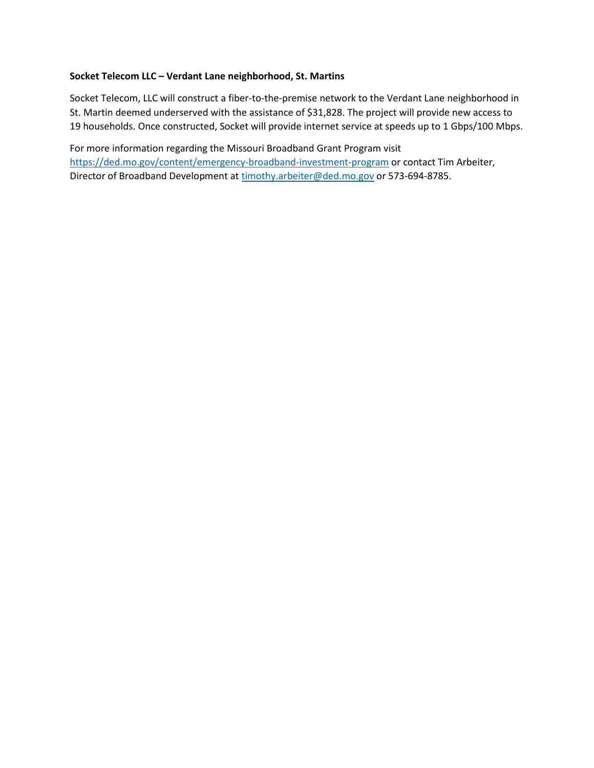**Socket Telecom LLC – Verdant Lane neighborhood, St. Martins**

Socket Telecom, LLC will construct a fiber-to-the-premise network to the Verdant Lane neighborhood in St. Martin deemed underserved with the assistance of $31,828. The project will provide new access to 19 households. Once constructed, Socket will provide internet service at speeds up to 1 Gbps/100 Mbps.

For more information regarding the Missouri Broadband Grant Program visit https://ded.mo.gov/content/emergency-broadband-investment-program or contact Tim Arbeiter, Director of Broadband Development at timothy.arbeiter@ded.mo.gov or 573-694-8785.